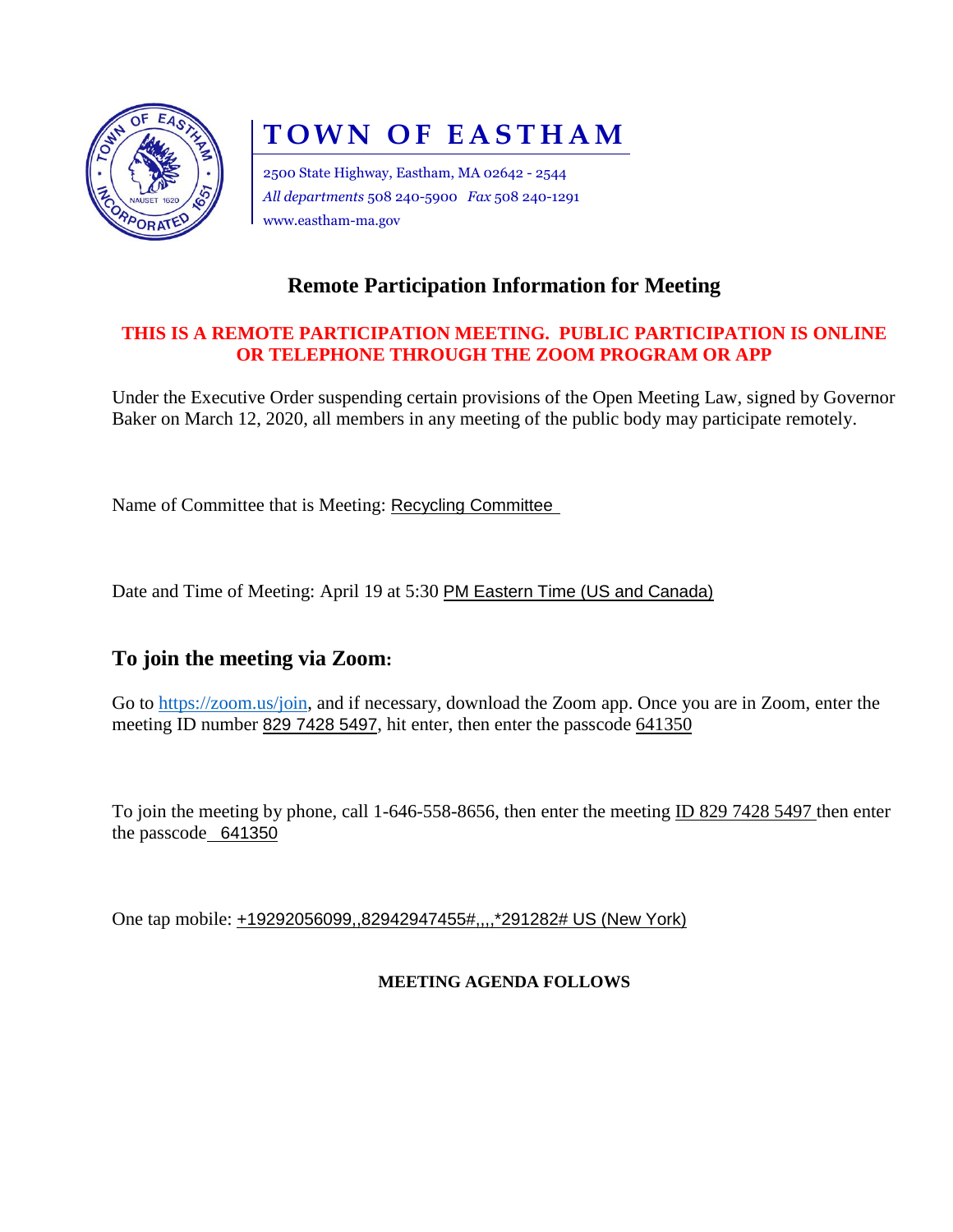# TOWN OF EASTHAM

2500 State Highway, Eastham, MA 02642 - 2544
*All departments* 508 240-5900 *Fax* 508 240-1291
www.eastham-ma.gov

## Remote Participation Information for Meeting

**THIS IS A REMOTE PARTICIPATION MEETING. PUBLIC PARTICIPATION IS ONLINE OR TELEPHONE THROUGH THE ZOOM PROGRAM OR APP**

Under the Executive Order suspending certain provisions of the Open Meeting Law, signed by Governor Baker on March 12, 2020, all members in any meeting of the public body may participate remotely.

Name of Committee that is Meeting: Recycling Committee

Date and Time of Meeting: April 19 at 5:30 PM Eastern Time (US and Canada)

## To join the meeting via Zoom:

Go to https://zoom.us/join, and if necessary, download the Zoom app. Once you are in Zoom, enter the meeting ID number 829 7428 5497, hit enter, then enter the passcode 641350

To join the meeting by phone, call 1-646-558-8656, then enter the meeting ID 829 7428 5497 then enter the passcode 641350

One tap mobile: +19292056099,,82942947455#,,,,*291282# US (New York)

**MEETING AGENDA FOLLOWS**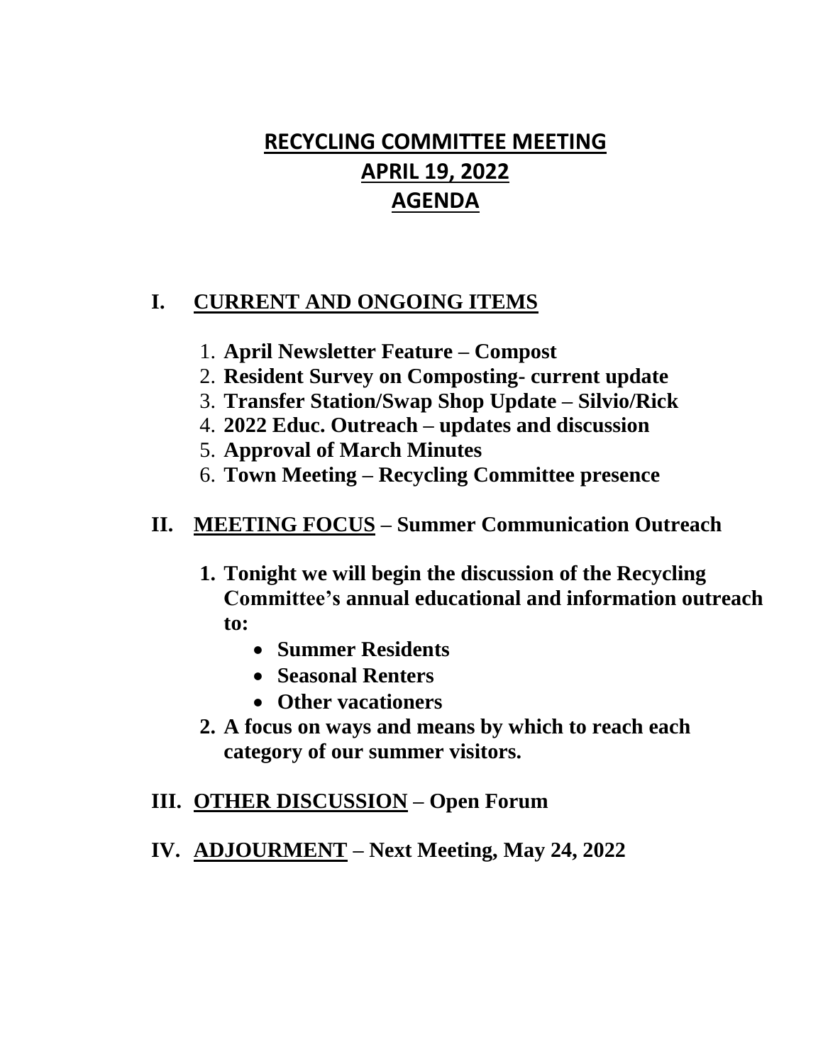# RECYCLING COMMITTEE MEETING
# APRIL 19, 2022
# AGENDA

## I. CURRENT AND ONGOING ITEMS

1. **April Newsletter Feature – Compost**
2. **Resident Survey on Composting- current update**
3. **Transfer Station/Swap Shop Update – Silvio/Rick**
4. **2022 Educ. Outreach – updates and discussion**
5. **Approval of March Minutes**
6. **Town Meeting – Recycling Committee presence**

## II. MEETING FOCUS – Summer Communication Outreach

1. **Tonight we will begin the discussion of the Recycling Committee's annual educational and information outreach to:**
   - **Summer Residents**
   - **Seasonal Renters**
   - **Other vacationers**
2. **A focus on ways and means by which to reach each category of our summer visitors.**

## III. OTHER DISCUSSION – Open Forum

## IV. ADJOURMENT – Next Meeting, May 24, 2022